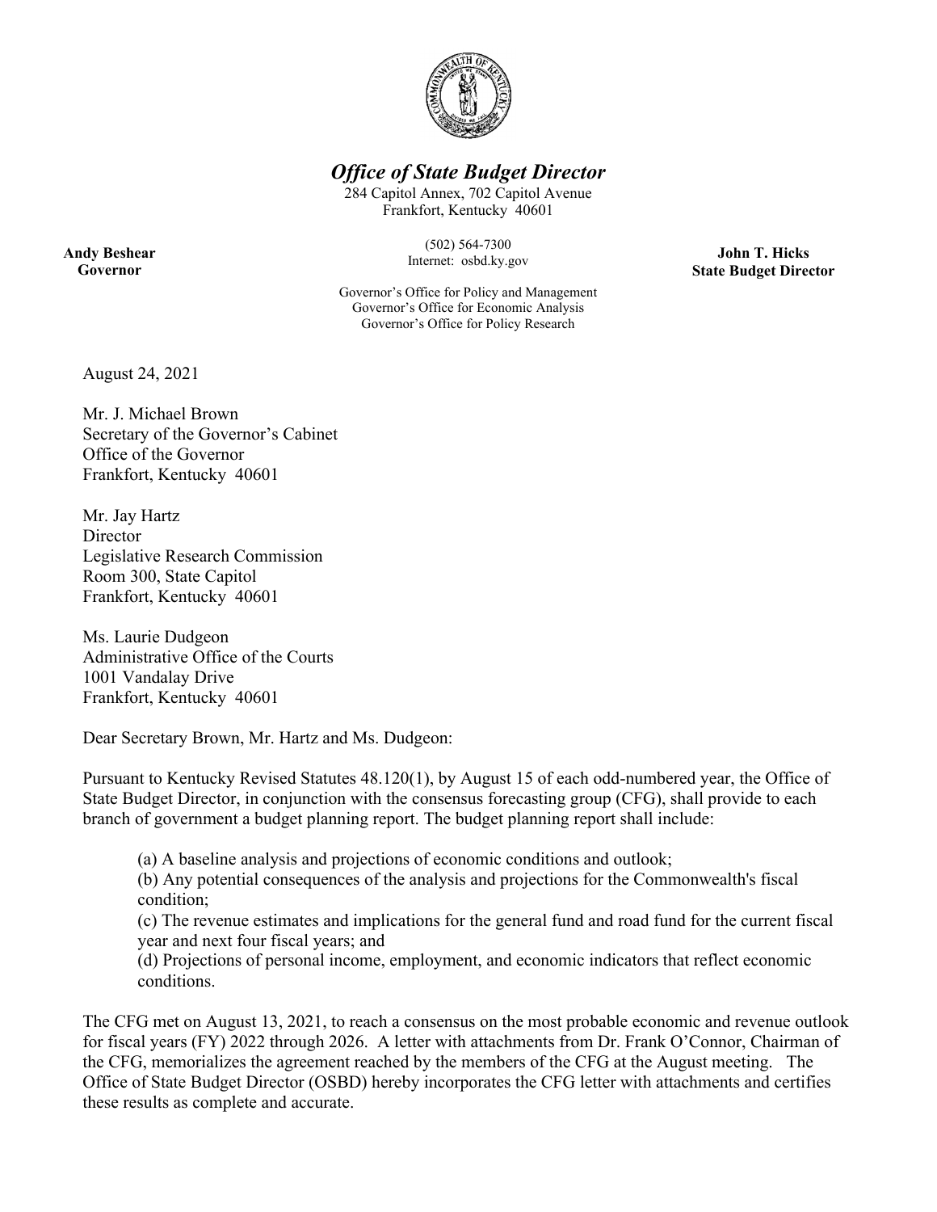# *Office of State Budget Director*

284 Capitol Annex, 702 Capitol Avenue
Frankfort, Kentucky 40601

(502) 564-7300
Internet: osbd.ky.gov

Governor's Office for Policy and Management
Governor's Office for Economic Analysis
Governor's Office for Policy Research

**Andy Beshear**
**Governor**

**John T. Hicks**
**State Budget Director**

August 24, 2021

Mr. J. Michael Brown
Secretary of the Governor's Cabinet
Office of the Governor
Frankfort, Kentucky 40601

Mr. Jay Hartz
Director
Legislative Research Commission
Room 300, State Capitol
Frankfort, Kentucky 40601

Ms. Laurie Dudgeon
Administrative Office of the Courts
1001 Vandalay Drive
Frankfort, Kentucky 40601

Dear Secretary Brown, Mr. Hartz and Ms. Dudgeon:

Pursuant to Kentucky Revised Statutes 48.120(1), by August 15 of each odd-numbered year, the Office of State Budget Director, in conjunction with the consensus forecasting group (CFG), shall provide to each branch of government a budget planning report. The budget planning report shall include:

(a) A baseline analysis and projections of economic conditions and outlook;
(b) Any potential consequences of the analysis and projections for the Commonwealth's fiscal condition;
(c) The revenue estimates and implications for the general fund and road fund for the current fiscal year and next four fiscal years; and
(d) Projections of personal income, employment, and economic indicators that reflect economic conditions.

The CFG met on August 13, 2021, to reach a consensus on the most probable economic and revenue outlook for fiscal years (FY) 2022 through 2026. A letter with attachments from Dr. Frank O'Connor, Chairman of the CFG, memorializes the agreement reached by the members of the CFG at the August meeting. The Office of State Budget Director (OSBD) hereby incorporates the CFG letter with attachments and certifies these results as complete and accurate.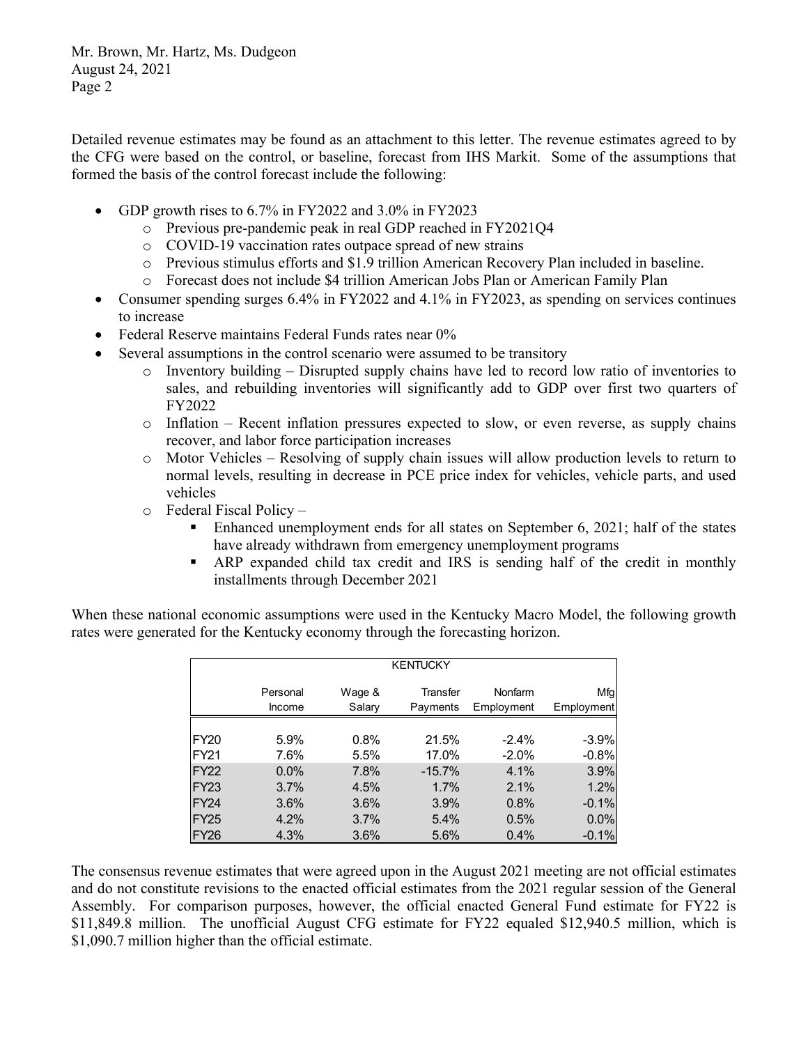Detailed revenue estimates may be found as an attachment to this letter. The revenue estimates agreed to by the CFG were based on the control, or baseline, forecast from IHS Markit. Some of the assumptions that formed the basis of the control forecast include the following:

- GDP growth rises to 6.7% in FY2022 and 3.0% in FY2023
  - Previous pre-pandemic peak in real GDP reached in FY2021Q4
  - COVID-19 vaccination rates outpace spread of new strains
  - Previous stimulus efforts and $1.9 trillion American Recovery Plan included in baseline.
  - Forecast does not include $4 trillion American Jobs Plan or American Family Plan
- Consumer spending surges 6.4% in FY2022 and 4.1% in FY2023, as spending on services continues to increase
- Federal Reserve maintains Federal Funds rates near 0%
- Several assumptions in the control scenario were assumed to be transitory
  - Inventory building – Disrupted supply chains have led to record low ratio of inventories to sales, and rebuilding inventories will significantly add to GDP over first two quarters of FY2022
  - Inflation – Recent inflation pressures expected to slow, or even reverse, as supply chains recover, and labor force participation increases
  - Motor Vehicles – Resolving of supply chain issues will allow production levels to return to normal levels, resulting in decrease in PCE price index for vehicles, vehicle parts, and used vehicles
  - Federal Fiscal Policy –
    - Enhanced unemployment ends for all states on September 6, 2021; half of the states have already withdrawn from emergency unemployment programs
    - ARP expanded child tax credit and IRS is sending half of the credit in monthly installments through December 2021

When these national economic assumptions were used in the Kentucky Macro Model, the following growth rates were generated for the Kentucky economy through the forecasting horizon.

| KENTUCKY | | | | | |
|---|---|---|---|---|---|
| | Personal Income | Wage & Salary | Transfer Payments | Nonfarm Employment | Mfg Employment |
| FY20 | 5.9% | 0.8% | 21.5% | -2.4% | -3.9% |
| FY21 | 7.6% | 5.5% | 17.0% | -2.0% | -0.8% |
| FY22 | 0.0% | 7.8% | -15.7% | 4.1% | 3.9% |
| FY23 | 3.7% | 4.5% | 1.7% | 2.1% | 1.2% |
| FY24 | 3.6% | 3.6% | 3.9% | 0.8% | -0.1% |
| FY25 | 4.2% | 3.7% | 5.4% | 0.5% | 0.0% |
| FY26 | 4.3% | 3.6% | 5.6% | 0.4% | -0.1% |

The consensus revenue estimates that were agreed upon in the August 2021 meeting are not official estimates and do not constitute revisions to the enacted official estimates from the 2021 regular session of the General Assembly. For comparison purposes, however, the official enacted General Fund estimate for FY22 is $11,849.8 million. The unofficial August CFG estimate for FY22 equaled $12,940.5 million, which is $1,090.7 million higher than the official estimate.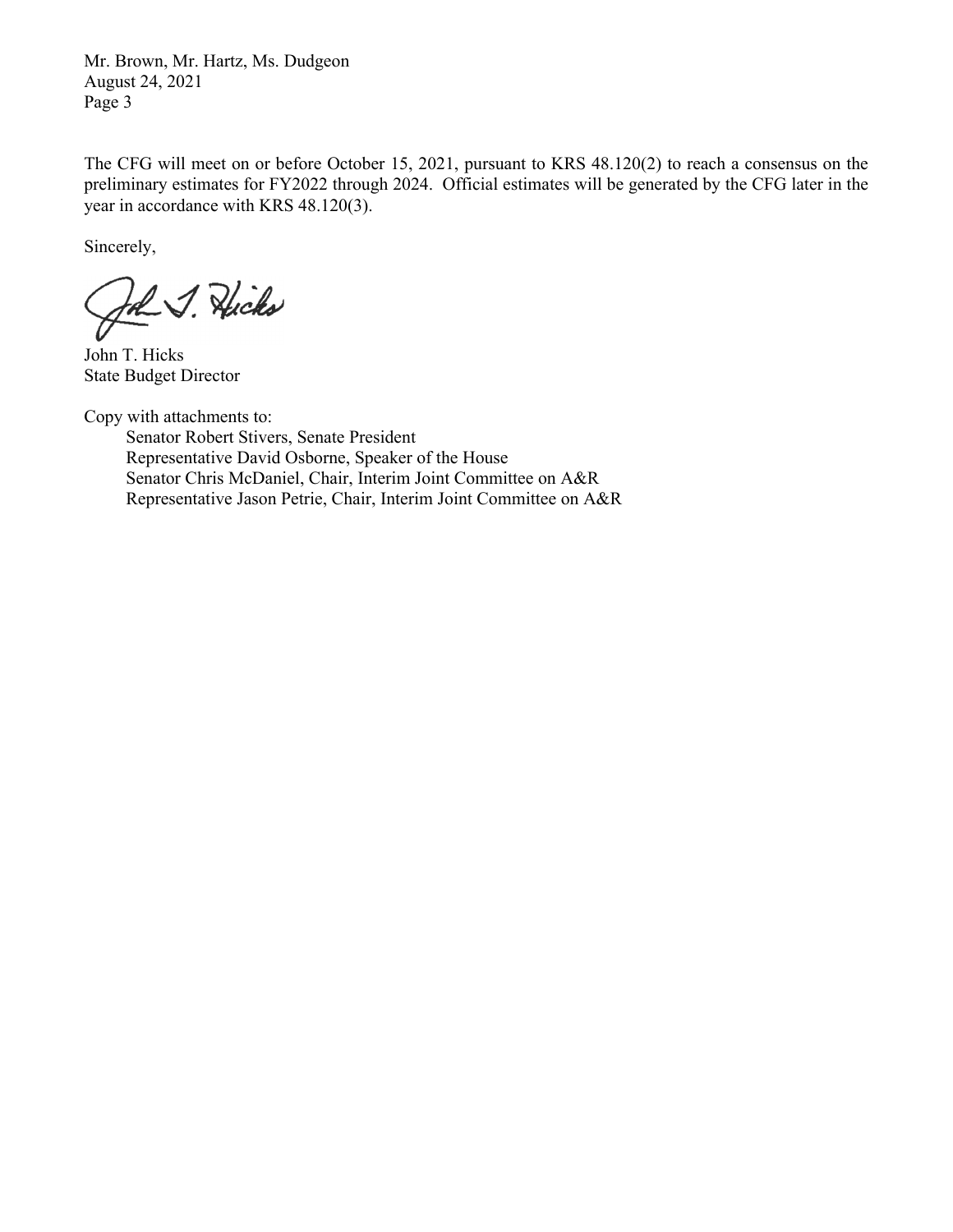The CFG will meet on or before October 15, 2021, pursuant to KRS 48.120(2) to reach a consensus on the preliminary estimates for FY2022 through 2024. Official estimates will be generated by the CFG later in the year in accordance with KRS 48.120(3).

Sincerely,

John T. Hicks
State Budget Director

Copy with attachments to:

Senator Robert Stivers, Senate President
Representative David Osborne, Speaker of the House
Senator Chris McDaniel, Chair, Interim Joint Committee on A&R
Representative Jason Petrie, Chair, Interim Joint Committee on A&R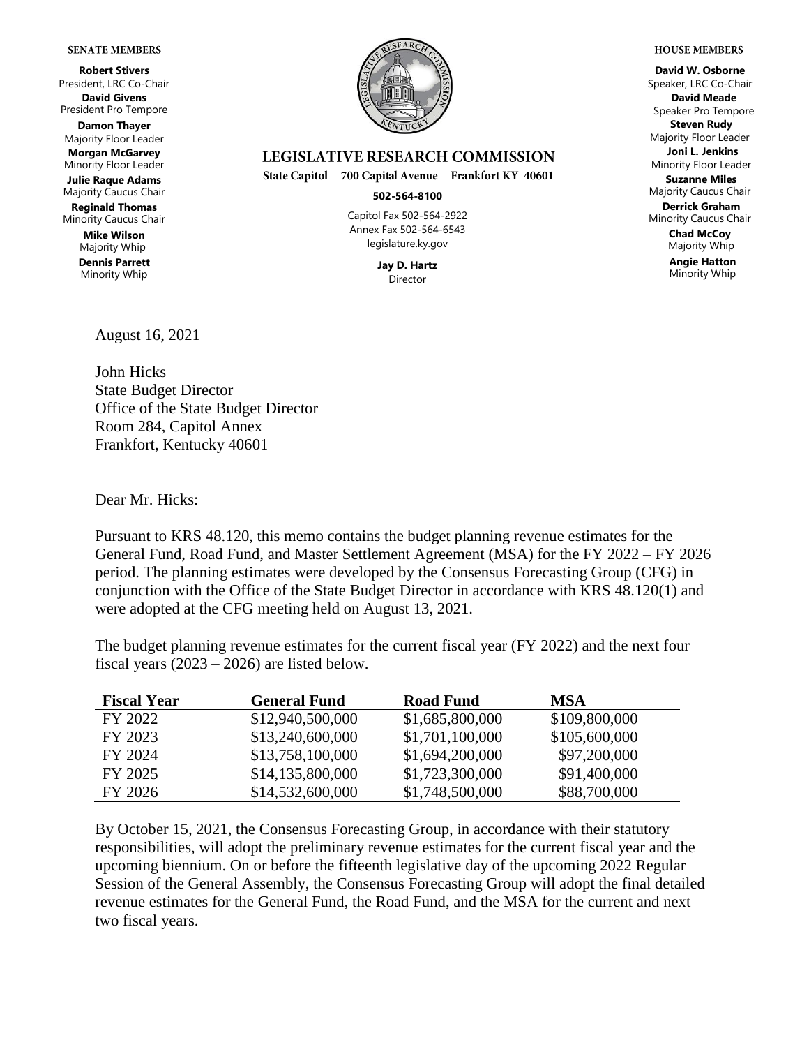**SENATE MEMBERS**

**Robert Stivers**
President, LRC Co-Chair
**David Givens**
President Pro Tempore
**Damon Thayer**
Majority Floor Leader
**Morgan McGarvey**
Minority Floor Leader
**Julie Raque Adams**
Majority Caucus Chair
**Reginald Thomas**
Minority Caucus Chair
**Mike Wilson**
Majority Whip
**Dennis Parrett**
Minority Whip

**LEGISLATIVE RESEARCH COMMISSION**

State Capitol 700 Capital Avenue Frankfort KY 40601

**502-564-8100**

Capitol Fax 502-564-2922
Annex Fax 502-564-6543
legislature.ky.gov

**Jay D. Hartz**
Director

**HOUSE MEMBERS**

**David W. Osborne**
Speaker, LRC Co-Chair
**David Meade**
Speaker Pro Tempore
**Steven Rudy**
Majority Floor Leader
**Joni L. Jenkins**
Minority Floor Leader
**Suzanne Miles**
Majority Caucus Chair
**Derrick Graham**
Minority Caucus Chair
**Chad McCoy**
Majority Whip
**Angie Hatton**
Minority Whip

August 16, 2021

John Hicks
State Budget Director
Office of the State Budget Director
Room 284, Capitol Annex
Frankfort, Kentucky 40601

Dear Mr. Hicks:

Pursuant to KRS 48.120, this memo contains the budget planning revenue estimates for the General Fund, Road Fund, and Master Settlement Agreement (MSA) for the FY 2022 – FY 2026 period. The planning estimates were developed by the Consensus Forecasting Group (CFG) in conjunction with the Office of the State Budget Director in accordance with KRS 48.120(1) and were adopted at the CFG meeting held on August 13, 2021.

The budget planning revenue estimates for the current fiscal year (FY 2022) and the next four fiscal years (2023 – 2026) are listed below.

| Fiscal Year | General Fund | Road Fund | MSA |
|---|---|---|---|
| FY 2022 | $12,940,500,000 | $1,685,800,000 | $109,800,000 |
| FY 2023 | $13,240,600,000 | $1,701,100,000 | $105,600,000 |
| FY 2024 | $13,758,100,000 | $1,694,200,000 | $97,200,000 |
| FY 2025 | $14,135,800,000 | $1,723,300,000 | $91,400,000 |
| FY 2026 | $14,532,600,000 | $1,748,500,000 | $88,700,000 |

By October 15, 2021, the Consensus Forecasting Group, in accordance with their statutory responsibilities, will adopt the preliminary revenue estimates for the current fiscal year and the upcoming biennium. On or before the fifteenth legislative day of the upcoming 2022 Regular Session of the General Assembly, the Consensus Forecasting Group will adopt the final detailed revenue estimates for the General Fund, the Road Fund, and the MSA for the current and next two fiscal years.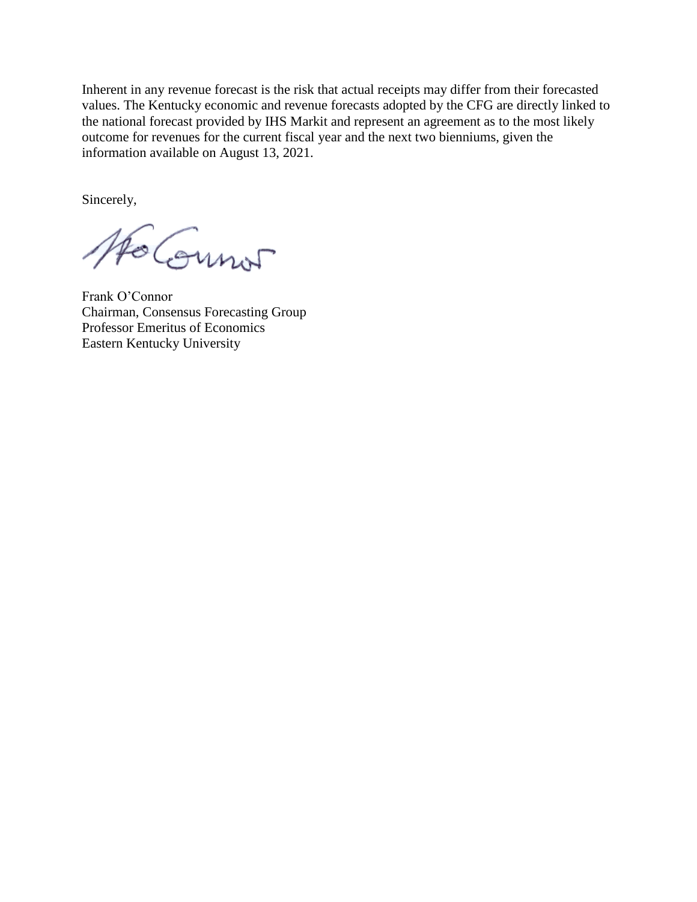Inherent in any revenue forecast is the risk that actual receipts may differ from their forecasted values. The Kentucky economic and revenue forecasts adopted by the CFG are directly linked to the national forecast provided by IHS Markit and represent an agreement as to the most likely outcome for revenues for the current fiscal year and the next two bienniums, given the information available on August 13, 2021.

Sincerely,

Frank O'Connor
Chairman, Consensus Forecasting Group
Professor Emeritus of Economics
Eastern Kentucky University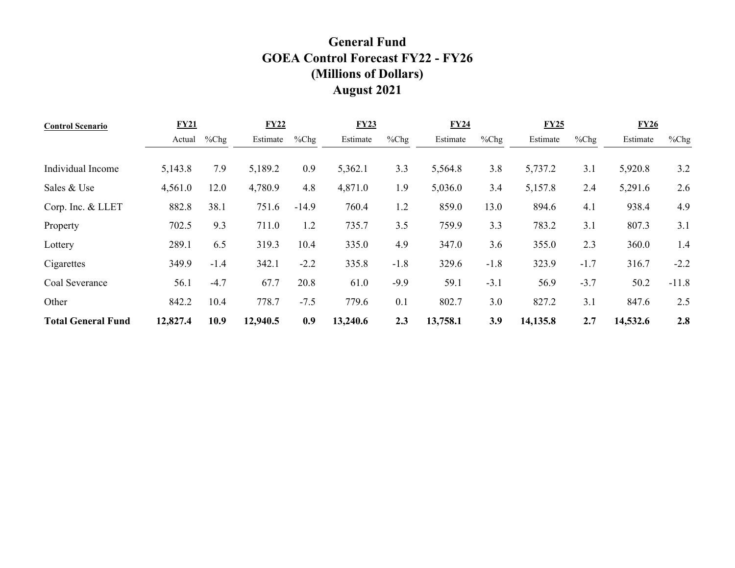# General Fund
# GOEA Control Forecast FY22 - FY26
# (Millions of Dollars)
# August 2021

| Control Scenario | FY21 | | FY22 | | FY23 | | FY24 | | FY25 | | FY26 | |
|---|---|---|---|---|---|---|---|---|---|---|---|---|
| | Actual | %Chg | Estimate | %Chg | Estimate | %Chg | Estimate | %Chg | Estimate | %Chg | Estimate | %Chg |
| Individual Income | 5,143.8 | 7.9 | 5,189.2 | 0.9 | 5,362.1 | 3.3 | 5,564.8 | 3.8 | 5,737.2 | 3.1 | 5,920.8 | 3.2 |
| Sales & Use | 4,561.0 | 12.0 | 4,780.9 | 4.8 | 4,871.0 | 1.9 | 5,036.0 | 3.4 | 5,157.8 | 2.4 | 5,291.6 | 2.6 |
| Corp. Inc. & LLET | 882.8 | 38.1 | 751.6 | -14.9 | 760.4 | 1.2 | 859.0 | 13.0 | 894.6 | 4.1 | 938.4 | 4.9 |
| Property | 702.5 | 9.3 | 711.0 | 1.2 | 735.7 | 3.5 | 759.9 | 3.3 | 783.2 | 3.1 | 807.3 | 3.1 |
| Lottery | 289.1 | 6.5 | 319.3 | 10.4 | 335.0 | 4.9 | 347.0 | 3.6 | 355.0 | 2.3 | 360.0 | 1.4 |
| Cigarettes | 349.9 | -1.4 | 342.1 | -2.2 | 335.8 | -1.8 | 329.6 | -1.8 | 323.9 | -1.7 | 316.7 | -2.2 |
| Coal Severance | 56.1 | -4.7 | 67.7 | 20.8 | 61.0 | -9.9 | 59.1 | -3.1 | 56.9 | -3.7 | 50.2 | -11.8 |
| Other | 842.2 | 10.4 | 778.7 | -7.5 | 779.6 | 0.1 | 802.7 | 3.0 | 827.2 | 3.1 | 847.6 | 2.5 |
| **Total General Fund** | **12,827.4** | **10.9** | **12,940.5** | **0.9** | **13,240.6** | **2.3** | **13,758.1** | **3.9** | **14,135.8** | **2.7** | **14,532.6** | **2.8** |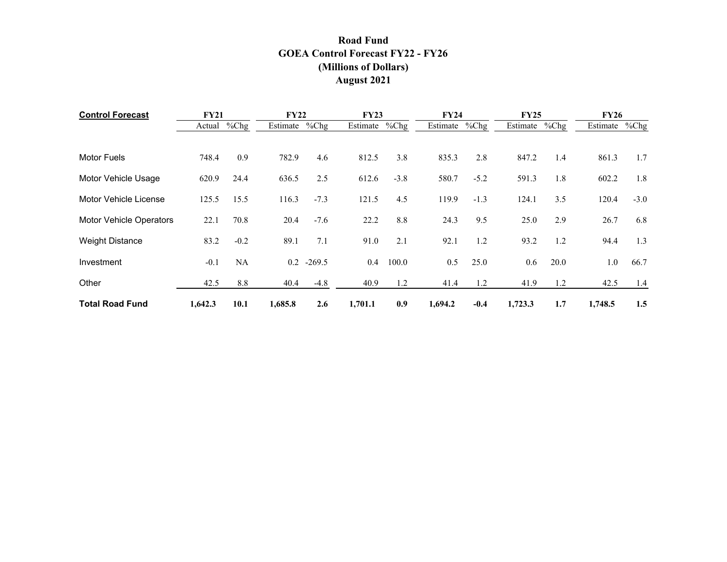# Road Fund
## GOEA Control Forecast FY22 - FY26
## (Millions of Dollars)
## August 2021

| **Control Forecast** | **FY21** | | **FY22** | | **FY23** | | **FY24** | | **FY25** | | **FY26** | |
|---|---|---|---|---|---|---|---|---|---|---|---|---|
| | Actual | %Chg | Estimate | %Chg | Estimate | %Chg | Estimate | %Chg | Estimate | %Chg | Estimate | %Chg |
| Motor Fuels | 748.4 | 0.9 | 782.9 | 4.6 | 812.5 | 3.8 | 835.3 | 2.8 | 847.2 | 1.4 | 861.3 | 1.7 |
| Motor Vehicle Usage | 620.9 | 24.4 | 636.5 | 2.5 | 612.6 | -3.8 | 580.7 | -5.2 | 591.3 | 1.8 | 602.2 | 1.8 |
| Motor Vehicle License | 125.5 | 15.5 | 116.3 | -7.3 | 121.5 | 4.5 | 119.9 | -1.3 | 124.1 | 3.5 | 120.4 | -3.0 |
| Motor Vehicle Operators | 22.1 | 70.8 | 20.4 | -7.6 | 22.2 | 8.8 | 24.3 | 9.5 | 25.0 | 2.9 | 26.7 | 6.8 |
| Weight Distance | 83.2 | -0.2 | 89.1 | 7.1 | 91.0 | 2.1 | 92.1 | 1.2 | 93.2 | 1.2 | 94.4 | 1.3 |
| Investment | -0.1 | NA | 0.2 | -269.5 | 0.4 | 100.0 | 0.5 | 25.0 | 0.6 | 20.0 | 1.0 | 66.7 |
| Other | 42.5 | 8.8 | 40.4 | -4.8 | 40.9 | 1.2 | 41.4 | 1.2 | 41.9 | 1.2 | 42.5 | 1.4 |
| **Total Road Fund** | **1,642.3** | **10.1** | **1,685.8** | **2.6** | **1,701.1** | **0.9** | **1,694.2** | **-0.4** | **1,723.3** | **1.7** | **1,748.5** | **1.5** |